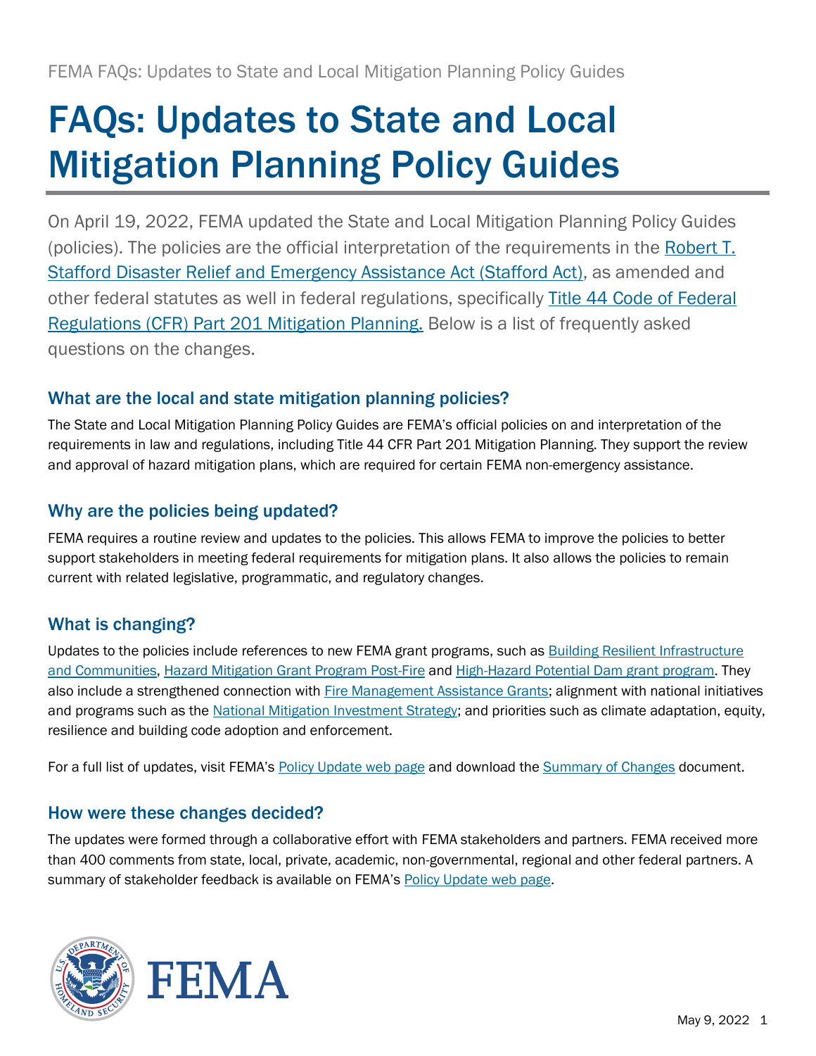# FAQs: Updates to State and Local Mitigation Planning Policy Guides

On April 19, 2022, FEMA updated the State and Local Mitigation Planning Policy Guides (policies). The policies are the official interpretation of the requirements in the Robert T. Stafford Disaster Relief and Emergency Assistance Act (Stafford Act), as amended and other federal statutes as well in federal regulations, specifically Title 44 Code of Federal Regulations (CFR) Part 201 Mitigation Planning. Below is a list of frequently asked questions on the changes.

## What are the local and state mitigation planning policies?

The State and Local Mitigation Planning Policy Guides are FEMA's official policies on and interpretation of the requirements in law and regulations, including Title 44 CFR Part 201 Mitigation Planning. They support the review and approval of hazard mitigation plans, which are required for certain FEMA non-emergency assistance.

## Why are the policies being updated?

FEMA requires a routine review and updates to the policies. This allows FEMA to improve the policies to better support stakeholders in meeting federal requirements for mitigation plans. It also allows the policies to remain current with related legislative, programmatic, and regulatory changes.

## What is changing?

Updates to the policies include references to new FEMA grant programs, such as Building Resilient Infrastructure and Communities, Hazard Mitigation Grant Program Post-Fire and High-Hazard Potential Dam grant program. They also include a strengthened connection with Fire Management Assistance Grants; alignment with national initiatives and programs such as the National Mitigation Investment Strategy; and priorities such as climate adaptation, equity, resilience and building code adoption and enforcement.

For a full list of updates, visit FEMA's Policy Update web page and download the Summary of Changes document.

## How were these changes decided?

The updates were formed through a collaborative effort with FEMA stakeholders and partners. FEMA received more than 400 comments from state, local, private, academic, non-governmental, regional and other federal partners. A summary of stakeholder feedback is available on FEMA's Policy Update web page.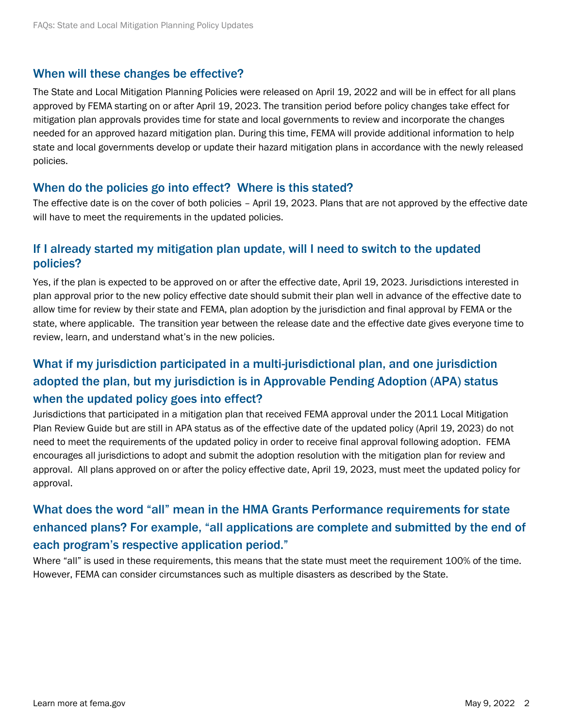## When will these changes be effective?

The State and Local Mitigation Planning Policies were released on April 19, 2022 and will be in effect for all plans approved by FEMA starting on or after April 19, 2023. The transition period before policy changes take effect for mitigation plan approvals provides time for state and local governments to review and incorporate the changes needed for an approved hazard mitigation plan. During this time, FEMA will provide additional information to help state and local governments develop or update their hazard mitigation plans in accordance with the newly released policies.

## When do the policies go into effect? Where is this stated?

The effective date is on the cover of both policies – April 19, 2023. Plans that are not approved by the effective date will have to meet the requirements in the updated policies.

## If I already started my mitigation plan update, will I need to switch to the updated policies?

Yes, if the plan is expected to be approved on or after the effective date, April 19, 2023. Jurisdictions interested in plan approval prior to the new policy effective date should submit their plan well in advance of the effective date to allow time for review by their state and FEMA, plan adoption by the jurisdiction and final approval by FEMA or the state, where applicable. The transition year between the release date and the effective date gives everyone time to review, learn, and understand what's in the new policies.

## What if my jurisdiction participated in a multi-jurisdictional plan, and one jurisdiction adopted the plan, but my jurisdiction is in Approvable Pending Adoption (APA) status when the updated policy goes into effect?

Jurisdictions that participated in a mitigation plan that received FEMA approval under the 2011 Local Mitigation Plan Review Guide but are still in APA status as of the effective date of the updated policy (April 19, 2023) do not need to meet the requirements of the updated policy in order to receive final approval following adoption. FEMA encourages all jurisdictions to adopt and submit the adoption resolution with the mitigation plan for review and approval. All plans approved on or after the policy effective date, April 19, 2023, must meet the updated policy for approval.

## What does the word "all" mean in the HMA Grants Performance requirements for state enhanced plans? For example, "all applications are complete and submitted by the end of each program's respective application period."

Where "all" is used in these requirements, this means that the state must meet the requirement 100% of the time. However, FEMA can consider circumstances such as multiple disasters as described by the State.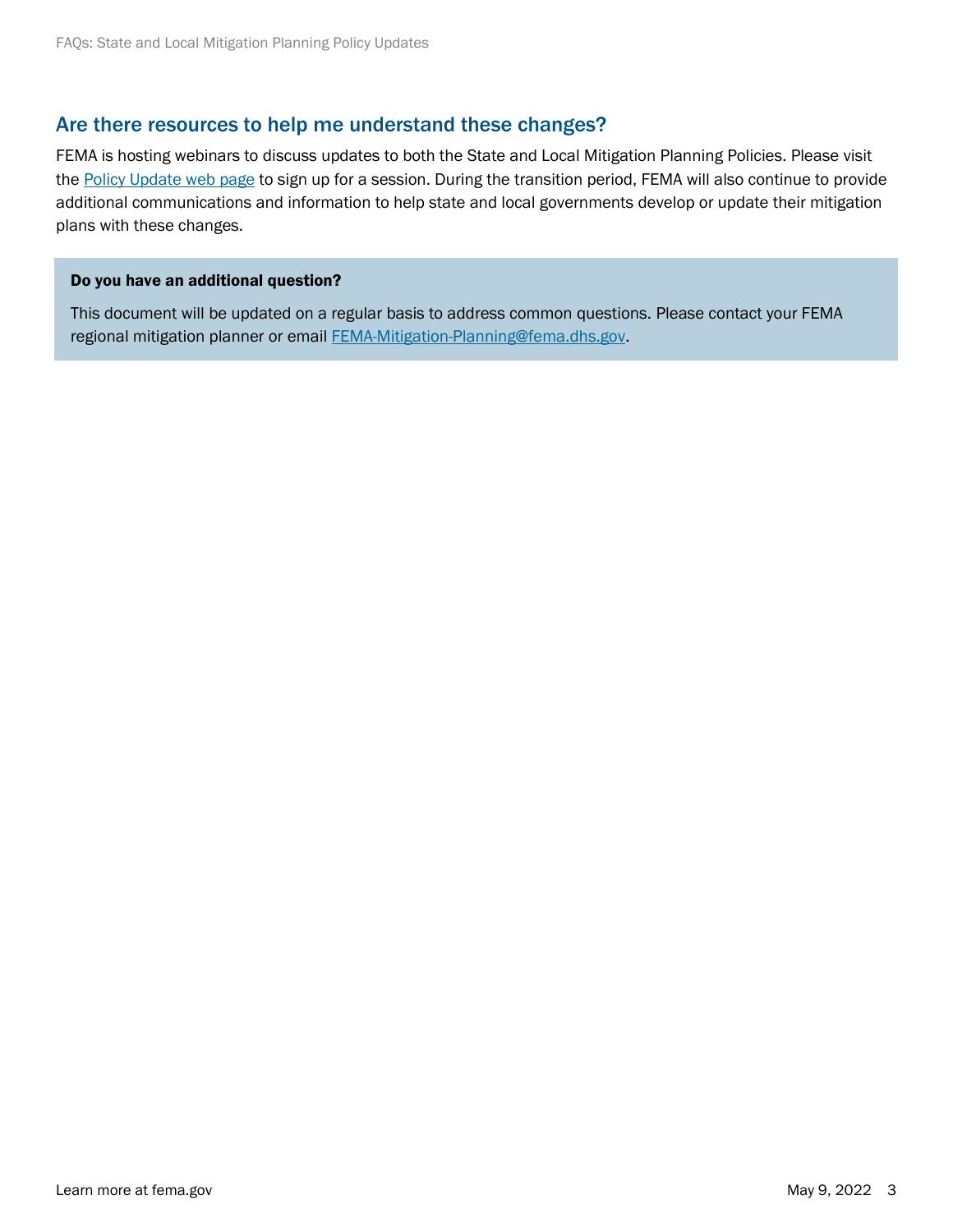## Are there resources to help me understand these changes?

FEMA is hosting webinars to discuss updates to both the State and Local Mitigation Planning Policies. Please visit the [Policy Update web page] to sign up for a session. During the transition period, FEMA will also continue to provide additional communications and information to help state and local governments develop or update their mitigation plans with these changes.

**Do you have an additional question?**

This document will be updated on a regular basis to address common questions. Please contact your FEMA regional mitigation planner or email FEMA-Mitigation-Planning@fema.dhs.gov.